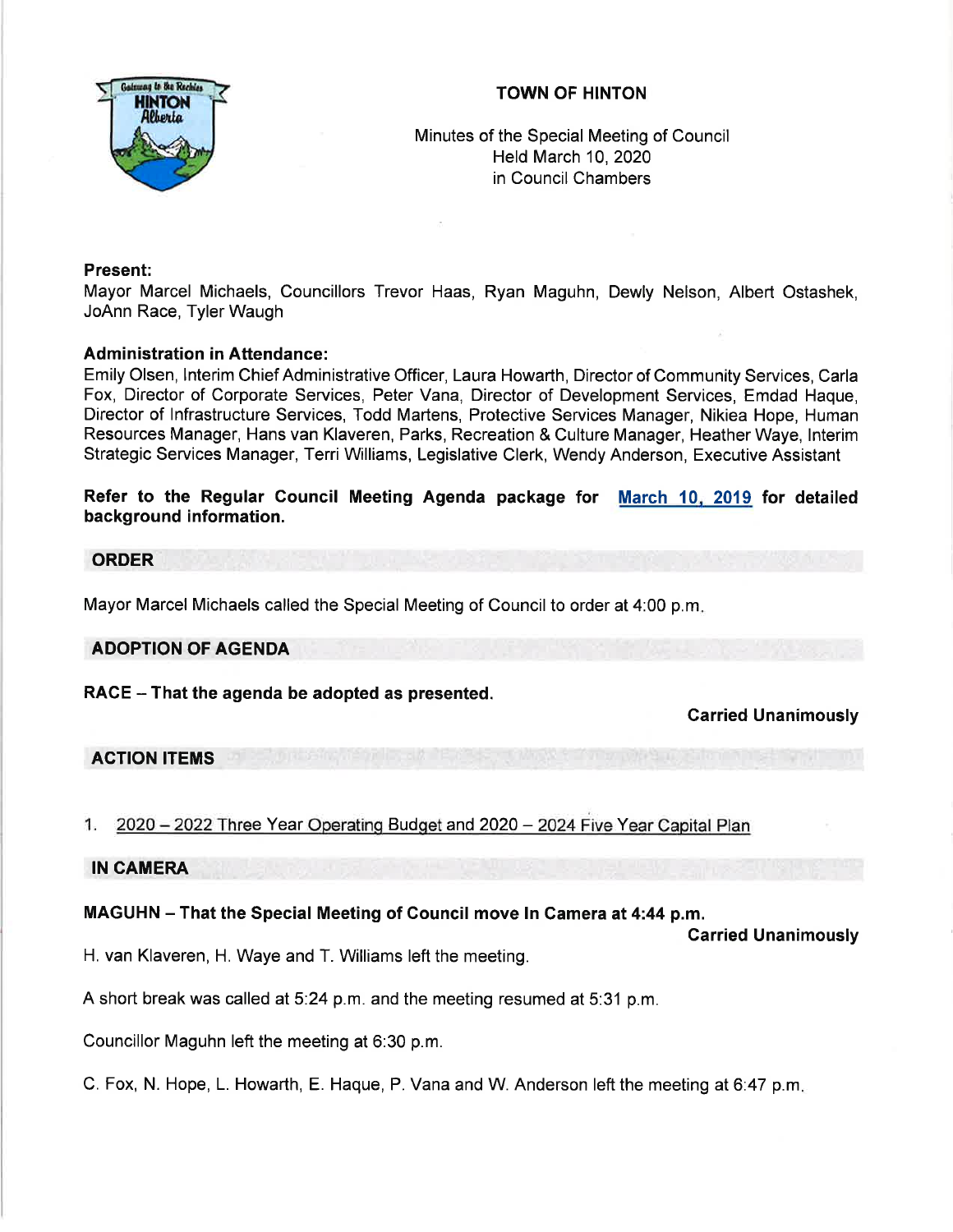# TOWN OF HINTON

Minutes of the Special Meeting of Council
Held March 10, 2020
in Council Chambers

**Present:**
Mayor Marcel Michaels, Councillors Trevor Haas, Ryan Maguhn, Dewly Nelson, Albert Ostashek, JoAnn Race, Tyler Waugh

**Administration in Attendance:**
Emily Olsen, Interim Chief Administrative Officer, Laura Howarth, Director of Community Services, Carla Fox, Director of Corporate Services, Peter Vana, Director of Development Services, Emdad Haque, Director of Infrastructure Services, Todd Martens, Protective Services Manager, Nikiea Hope, Human Resources Manager, Hans van Klaveren, Parks, Recreation & Culture Manager, Heather Waye, Interim Strategic Services Manager, Terri Williams, Legislative Clerk, Wendy Anderson, Executive Assistant

**Refer to the Regular Council Meeting Agenda package for March 10, 2019 for detailed background information.**

## ORDER

Mayor Marcel Michaels called the Special Meeting of Council to order at 4:00 p.m.

## ADOPTION OF AGENDA

**RACE – That the agenda be adopted as presented.**

**Carried Unanimously**

## ACTION ITEMS

1. 2020 – 2022 Three Year Operating Budget and 2020 – 2024 Five Year Capital Plan

## IN CAMERA

**MAGUHN – That the Special Meeting of Council move In Camera at 4:44 p.m.**

**Carried Unanimously**

H. van Klaveren, H. Waye and T. Williams left the meeting.

A short break was called at 5:24 p.m. and the meeting resumed at 5:31 p.m.

Councillor Maguhn left the meeting at 6:30 p.m.

C. Fox, N. Hope, L. Howarth, E. Haque, P. Vana and W. Anderson left the meeting at 6:47 p.m.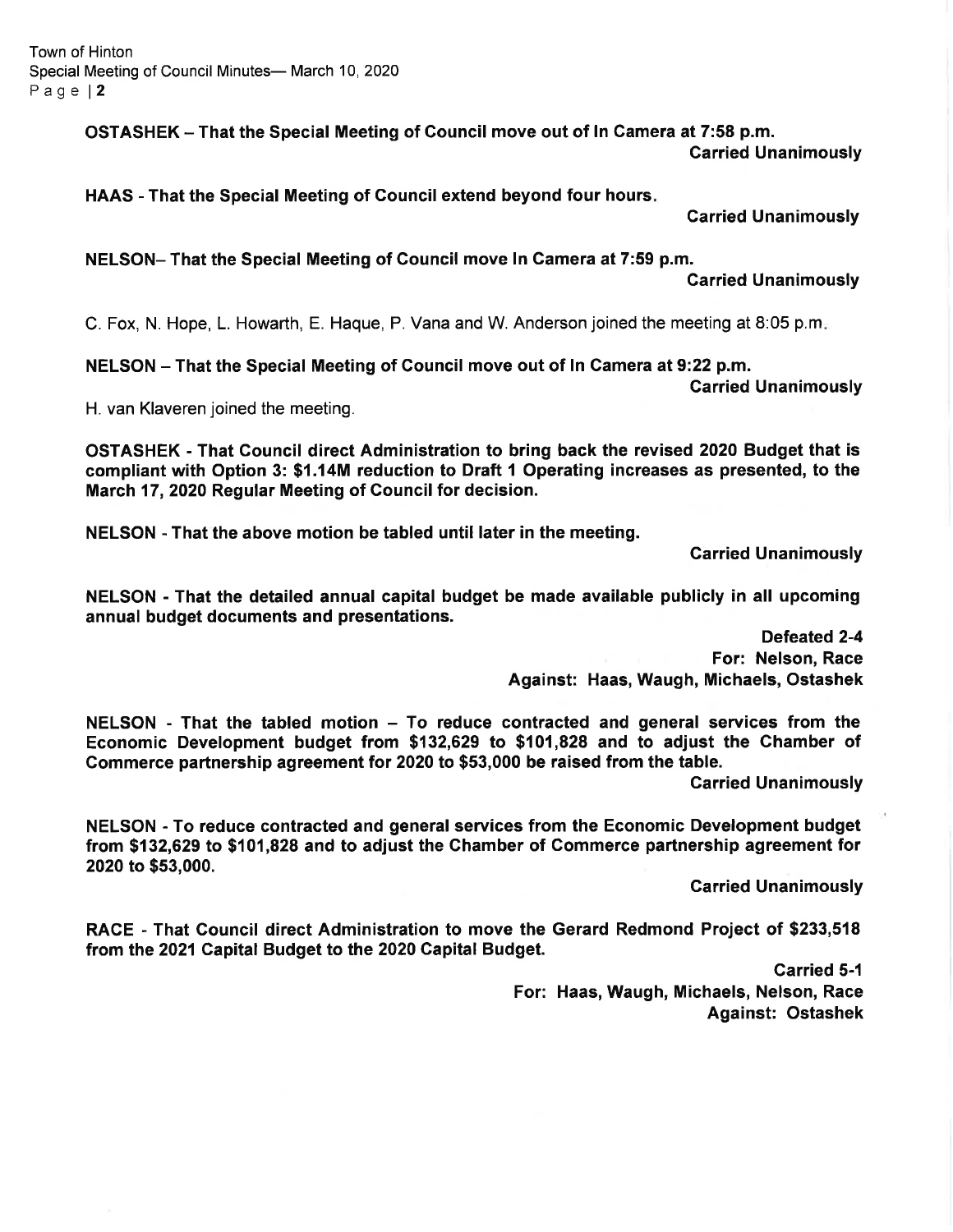**OSTASHEK – That the Special Meeting of Council move out of In Camera at 7:58 p.m.**

**Carried Unanimously**

**HAAS - That the Special Meeting of Council extend beyond four hours.**

**Carried Unanimously**

**NELSON– That the Special Meeting of Council move In Camera at 7:59 p.m.**

**Carried Unanimously**

C. Fox, N. Hope, L. Howarth, E. Haque, P. Vana and W. Anderson joined the meeting at 8:05 p.m.

**NELSON – That the Special Meeting of Council move out of In Camera at 9:22 p.m.**

**Carried Unanimously**

H. van Klaveren joined the meeting.

**OSTASHEK - That Council direct Administration to bring back the revised 2020 Budget that is compliant with Option 3: $1.14M reduction to Draft 1 Operating increases as presented, to the March 17, 2020 Regular Meeting of Council for decision.**

**NELSON - That the above motion be tabled until later in the meeting.**

**Carried Unanimously**

**NELSON - That the detailed annual capital budget be made available publicly in all upcoming annual budget documents and presentations.**

**Defeated 2-4**
**For: Nelson, Race**
**Against: Haas, Waugh, Michaels, Ostashek**

**NELSON - That the tabled motion – To reduce contracted and general services from the Economic Development budget from $132,629 to $101,828 and to adjust the Chamber of Commerce partnership agreement for 2020 to $53,000 be raised from the table.**

**Carried Unanimously**

**NELSON - To reduce contracted and general services from the Economic Development budget from $132,629 to $101,828 and to adjust the Chamber of Commerce partnership agreement for 2020 to $53,000.**

**Carried Unanimously**

**RACE - That Council direct Administration to move the Gerard Redmond Project of $233,518 from the 2021 Capital Budget to the 2020 Capital Budget.**

**Carried 5-1**
**For: Haas, Waugh, Michaels, Nelson, Race**
**Against: Ostashek**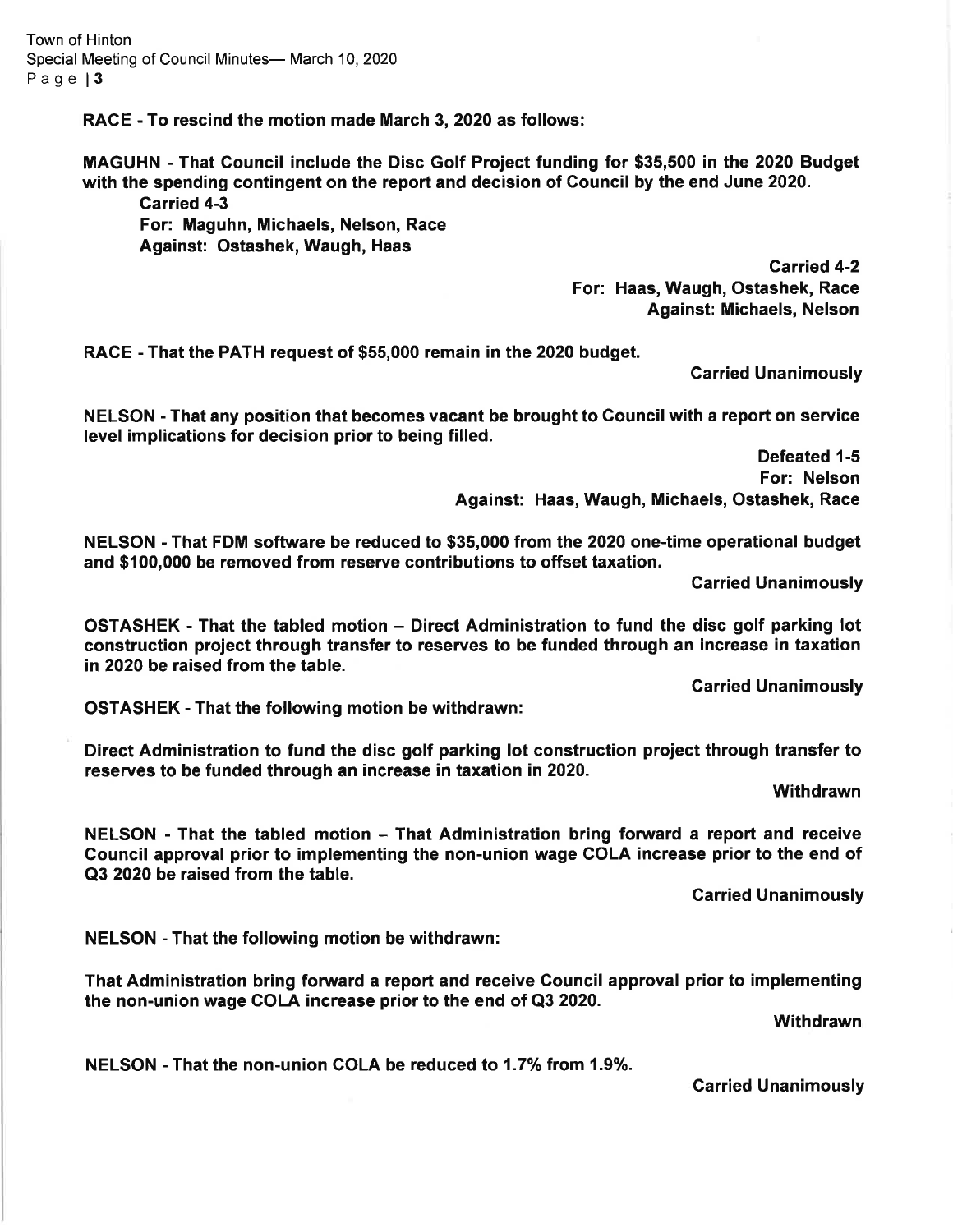**RACE - To rescind the motion made March 3, 2020 as follows:**

**MAGUHN - That Council include the Disc Golf Project funding for $35,500 in the 2020 Budget with the spending contingent on the report and decision of Council by the end June 2020.**

**Carried 4-3**
**For: Maguhn, Michaels, Nelson, Race**
**Against: Ostashek, Waugh, Haas**

**Carried 4-2**
**For: Haas, Waugh, Ostashek, Race**
**Against: Michaels, Nelson**

**RACE - That the PATH request of $55,000 remain in the 2020 budget.**

**Carried Unanimously**

**NELSON - That any position that becomes vacant be brought to Council with a report on service level implications for decision prior to being filled.**

**Defeated 1-5**
**For: Nelson**
**Against: Haas, Waugh, Michaels, Ostashek, Race**

**NELSON - That FDM software be reduced to $35,000 from the 2020 one-time operational budget and $100,000 be removed from reserve contributions to offset taxation.**

**Carried Unanimously**

**OSTASHEK - That the tabled motion – Direct Administration to fund the disc golf parking lot construction project through transfer to reserves to be funded through an increase in taxation in 2020 be raised from the table.**

**Carried Unanimously**

**OSTASHEK - That the following motion be withdrawn:**

**Direct Administration to fund the disc golf parking lot construction project through transfer to reserves to be funded through an increase in taxation in 2020.**

**Withdrawn**

**NELSON - That the tabled motion – That Administration bring forward a report and receive Council approval prior to implementing the non-union wage COLA increase prior to the end of Q3 2020 be raised from the table.**

**Carried Unanimously**

**NELSON - That the following motion be withdrawn:**

**That Administration bring forward a report and receive Council approval prior to implementing the non-union wage COLA increase prior to the end of Q3 2020.**

**Withdrawn**

**NELSON - That the non-union COLA be reduced to 1.7% from 1.9%.**

**Carried Unanimously**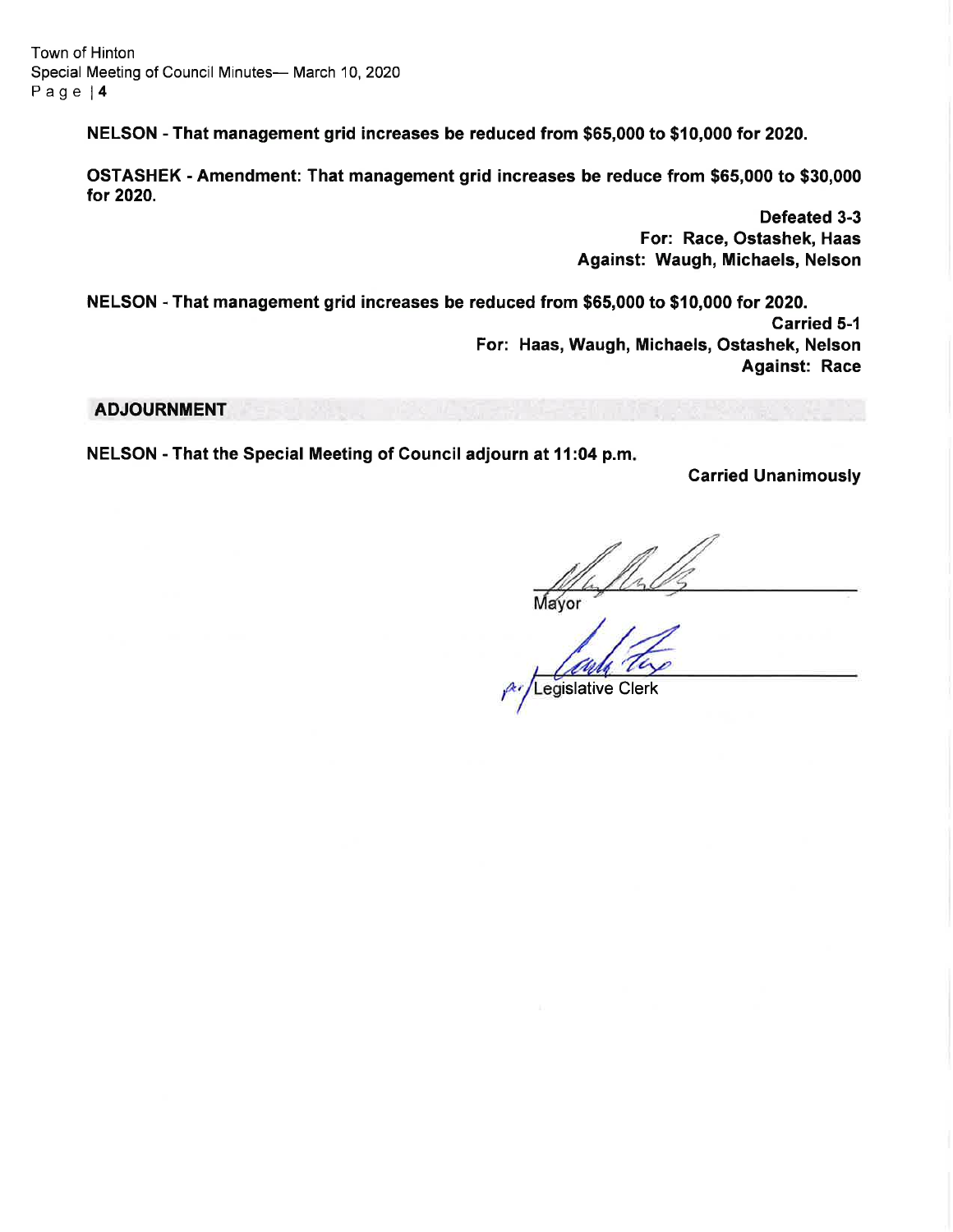**NELSON - That management grid increases be reduced from $65,000 to $10,000 for 2020.**

**OSTASHEK - Amendment: That management grid increases be reduce from $65,000 to $30,000 for 2020.**

**Defeated 3-3**
**For: Race, Ostashek, Haas**
**Against: Waugh, Michaels, Nelson**

**NELSON - That management grid increases be reduced from $65,000 to $10,000 for 2020.**

**Carried 5-1**
**For: Haas, Waugh, Michaels, Ostashek, Nelson**
**Against: Race**

## ADJOURNMENT

**NELSON - That the Special Meeting of Council adjourn at 11:04 p.m.**

**Carried Unanimously**

Mayor

per Legislative Clerk